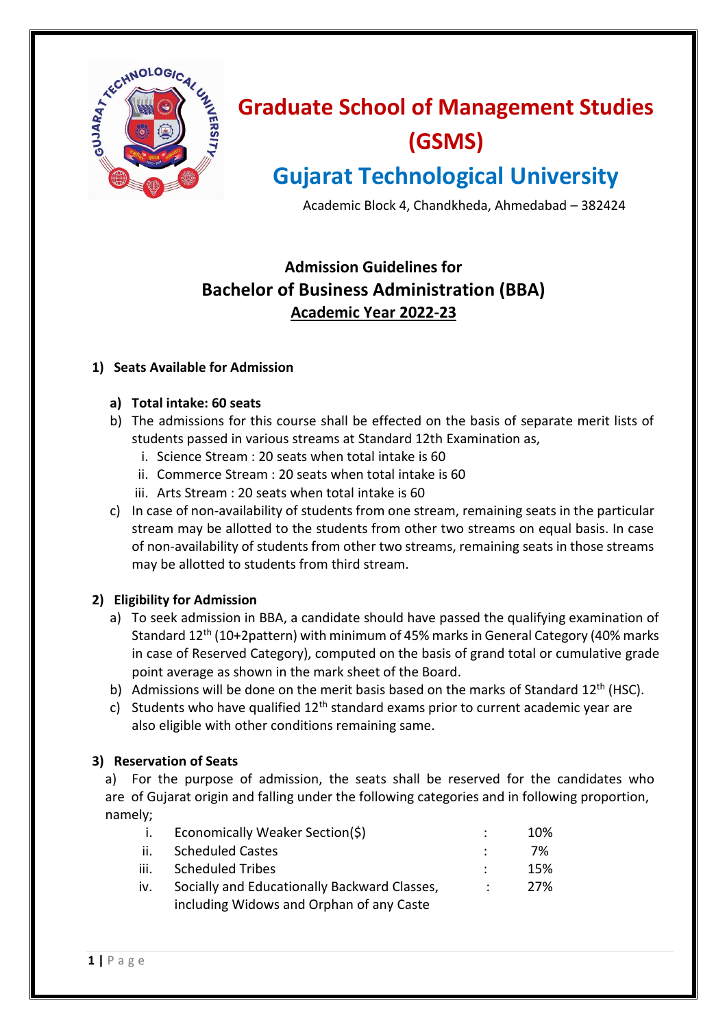# Graduate School of Management Studies (GSMS)

# Gujarat Technological University

Academic Block 4, Chandkheda, Ahmedabad – 382424

## Admission Guidelines for
## Bachelor of Business Administration (BBA)
## Academic Year 2022-23

### 1) Seats Available for Admission

a) **Total intake: 60 seats**

b) The admissions for this course shall be effected on the basis of separate merit lists of students passed in various streams at Standard 12th Examination as,

   i. Science Stream : 20 seats when total intake is 60
   
   ii. Commerce Stream : 20 seats when total intake is 60
   
   iii. Arts Stream : 20 seats when total intake is 60

c) In case of non-availability of students from one stream, remaining seats in the particular stream may be allotted to the students from other two streams on equal basis. In case of non-availability of students from other two streams, remaining seats in those streams may be allotted to students from third stream.

### 2) Eligibility for Admission

a) To seek admission in BBA, a candidate should have passed the qualifying examination of Standard 12th (10+2pattern) with minimum of 45% marks in General Category (40% marks in case of Reserved Category), computed on the basis of grand total or cumulative grade point average as shown in the mark sheet of the Board.

b) Admissions will be done on the merit basis based on the marks of Standard 12th (HSC).

c) Students who have qualified 12th standard exams prior to current academic year are also eligible with other conditions remaining same.

### 3) Reservation of Seats

a) For the purpose of admission, the seats shall be reserved for the candidates who are of Gujarat origin and falling under the following categories and in following proportion, namely;

| | | | |
|---|---|---|---|
| i. | Economically Weaker Section($) | : | 10% |
| ii. | Scheduled Castes | : | 7% |
| iii. | Scheduled Tribes | : | 15% |
| iv. | Socially and Educationally Backward Classes, including Widows and Orphan of any Caste | : | 27% |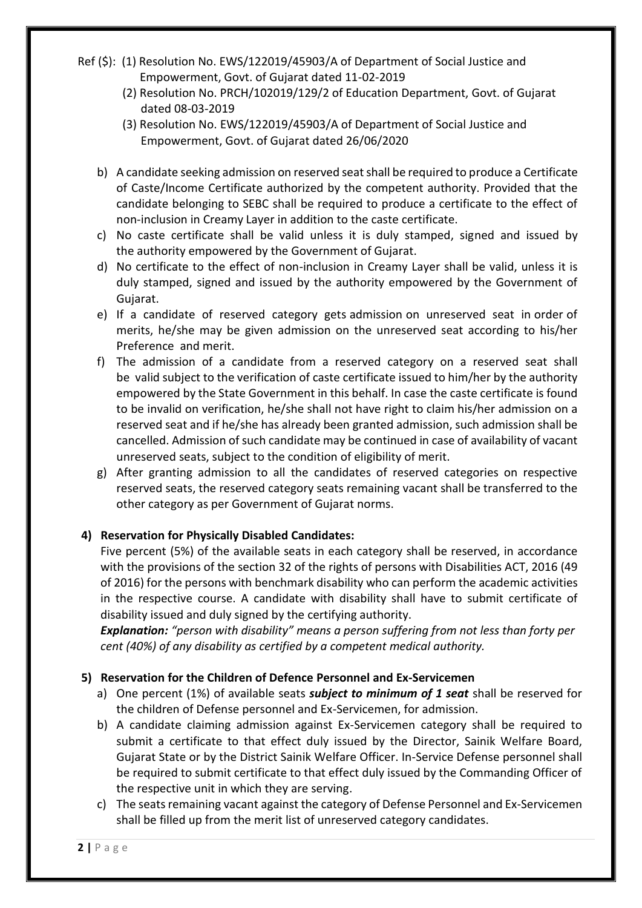Ref ($): (1) Resolution No. EWS/122019/45903/A of Department of Social Justice and Empowerment, Govt. of Gujarat dated 11-02-2019

(2) Resolution No. PRCH/102019/129/2 of Education Department, Govt. of Gujarat dated 08-03-2019

(3) Resolution No. EWS/122019/45903/A of Department of Social Justice and Empowerment, Govt. of Gujarat dated 26/06/2020

b) A candidate seeking admission on reserved seat shall be required to produce a Certificate of Caste/Income Certificate authorized by the competent authority. Provided that the candidate belonging to SEBC shall be required to produce a certificate to the effect of non-inclusion in Creamy Layer in addition to the caste certificate.

c) No caste certificate shall be valid unless it is duly stamped, signed and issued by the authority empowered by the Government of Gujarat.

d) No certificate to the effect of non-inclusion in Creamy Layer shall be valid, unless it is duly stamped, signed and issued by the authority empowered by the Government of Gujarat.

e) If a candidate of reserved category gets admission on unreserved seat in order of merits, he/she may be given admission on the unreserved seat according to his/her Preference and merit.

f) The admission of a candidate from a reserved category on a reserved seat shall be valid subject to the verification of caste certificate issued to him/her by the authority empowered by the State Government in this behalf. In case the caste certificate is found to be invalid on verification, he/she shall not have right to claim his/her admission on a reserved seat and if he/she has already been granted admission, such admission shall be cancelled. Admission of such candidate may be continued in case of availability of vacant unreserved seats, subject to the condition of eligibility of merit.

g) After granting admission to all the candidates of reserved categories on respective reserved seats, the reserved category seats remaining vacant shall be transferred to the other category as per Government of Gujarat norms.

**4) Reservation for Physically Disabled Candidates:**

Five percent (5%) of the available seats in each category shall be reserved, in accordance with the provisions of the section 32 of the rights of persons with Disabilities ACT, 2016 (49 of 2016) for the persons with benchmark disability who can perform the academic activities in the respective course. A candidate with disability shall have to submit certificate of disability issued and duly signed by the certifying authority.

***Explanation:*** *"person with disability" means a person suffering from not less than forty per cent (40%) of any disability as certified by a competent medical authority.*

**5) Reservation for the Children of Defence Personnel and Ex-Servicemen**

a) One percent (1%) of available seats ***subject to minimum of 1 seat*** shall be reserved for the children of Defense personnel and Ex-Servicemen, for admission.

b) A candidate claiming admission against Ex-Servicemen category shall be required to submit a certificate to that effect duly issued by the Director, Sainik Welfare Board, Gujarat State or by the District Sainik Welfare Officer. In-Service Defense personnel shall be required to submit certificate to that effect duly issued by the Commanding Officer of the respective unit in which they are serving.

c) The seats remaining vacant against the category of Defense Personnel and Ex-Servicemen shall be filled up from the merit list of unreserved category candidates.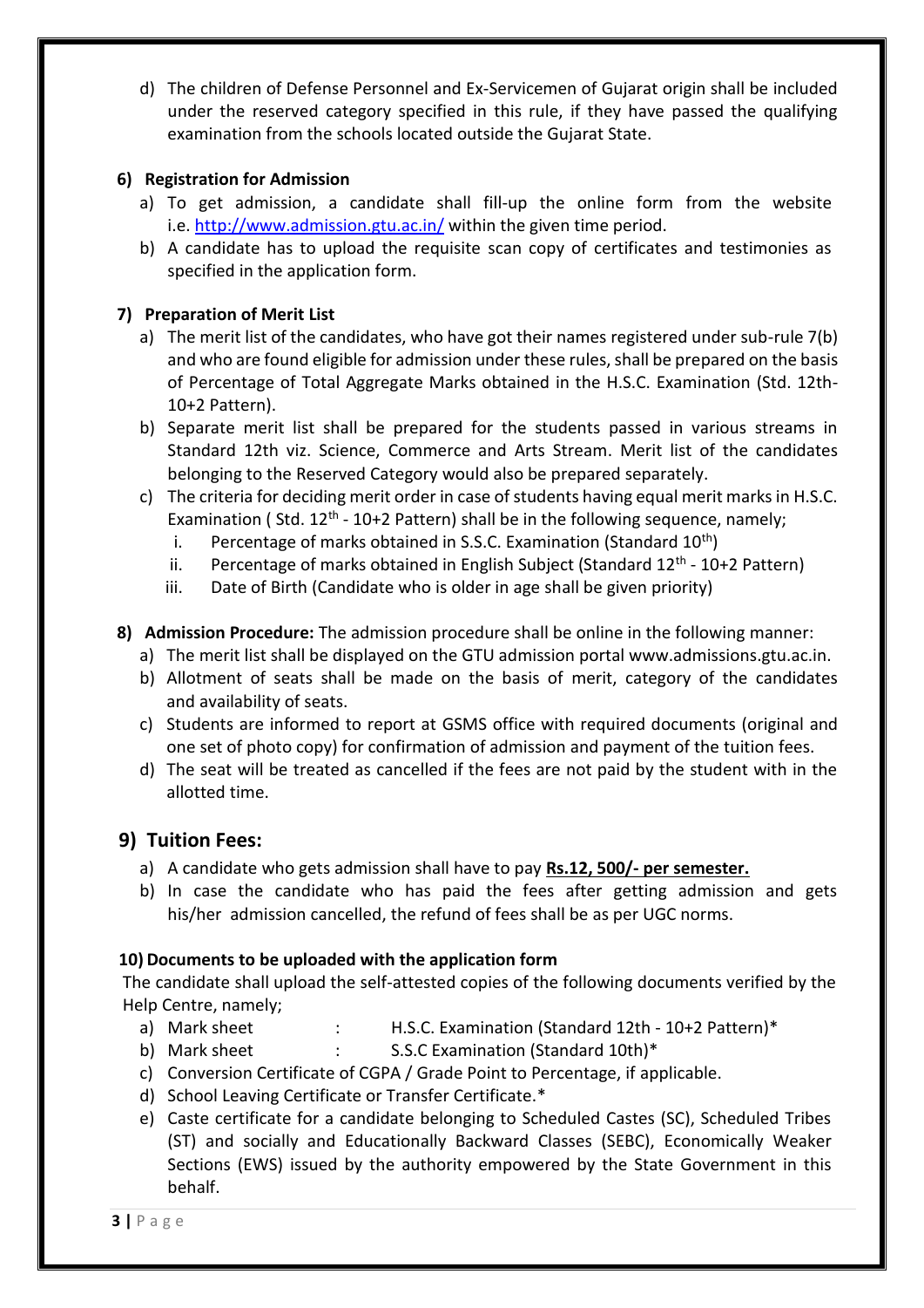d) The children of Defense Personnel and Ex-Servicemen of Gujarat origin shall be included under the reserved category specified in this rule, if they have passed the qualifying examination from the schools located outside the Gujarat State.

### 6) Registration for Admission

a) To get admission, a candidate shall fill-up the online form from the website i.e. http://www.admission.gtu.ac.in/ within the given time period.

b) A candidate has to upload the requisite scan copy of certificates and testimonies as specified in the application form.

### 7) Preparation of Merit List

a) The merit list of the candidates, who have got their names registered under sub-rule 7(b) and who are found eligible for admission under these rules, shall be prepared on the basis of Percentage of Total Aggregate Marks obtained in the H.S.C. Examination (Std. 12th-10+2 Pattern).

b) Separate merit list shall be prepared for the students passed in various streams in Standard 12th viz. Science, Commerce and Arts Stream. Merit list of the candidates belonging to the Reserved Category would also be prepared separately.

c) The criteria for deciding merit order in case of students having equal merit marks in H.S.C. Examination ( Std. 12th - 10+2 Pattern) shall be in the following sequence, namely;

  i. Percentage of marks obtained in S.S.C. Examination (Standard 10th)
  ii. Percentage of marks obtained in English Subject (Standard 12th - 10+2 Pattern)
  iii. Date of Birth (Candidate who is older in age shall be given priority)

### 8) Admission Procedure:

The admission procedure shall be online in the following manner:

a) The merit list shall be displayed on the GTU admission portal www.admissions.gtu.ac.in.

b) Allotment of seats shall be made on the basis of merit, category of the candidates and availability of seats.

c) Students are informed to report at GSMS office with required documents (original and one set of photo copy) for confirmation of admission and payment of the tuition fees.

d) The seat will be treated as cancelled if the fees are not paid by the student with in the allotted time.

## 9) Tuition Fees:

a) A candidate who gets admission shall have to pay **Rs.12, 500/- per semester.**

b) In case the candidate who has paid the fees after getting admission and gets his/her admission cancelled, the refund of fees shall be as per UGC norms.

### 10) Documents to be uploaded with the application form

The candidate shall upload the self-attested copies of the following documents verified by the Help Centre, namely;

a) Mark sheet : H.S.C. Examination (Standard 12th - 10+2 Pattern)*

b) Mark sheet : S.S.C Examination (Standard 10th)*

c) Conversion Certificate of CGPA / Grade Point to Percentage, if applicable.

d) School Leaving Certificate or Transfer Certificate.*

e) Caste certificate for a candidate belonging to Scheduled Castes (SC), Scheduled Tribes (ST) and socially and Educationally Backward Classes (SEBC), Economically Weaker Sections (EWS) issued by the authority empowered by the State Government in this behalf.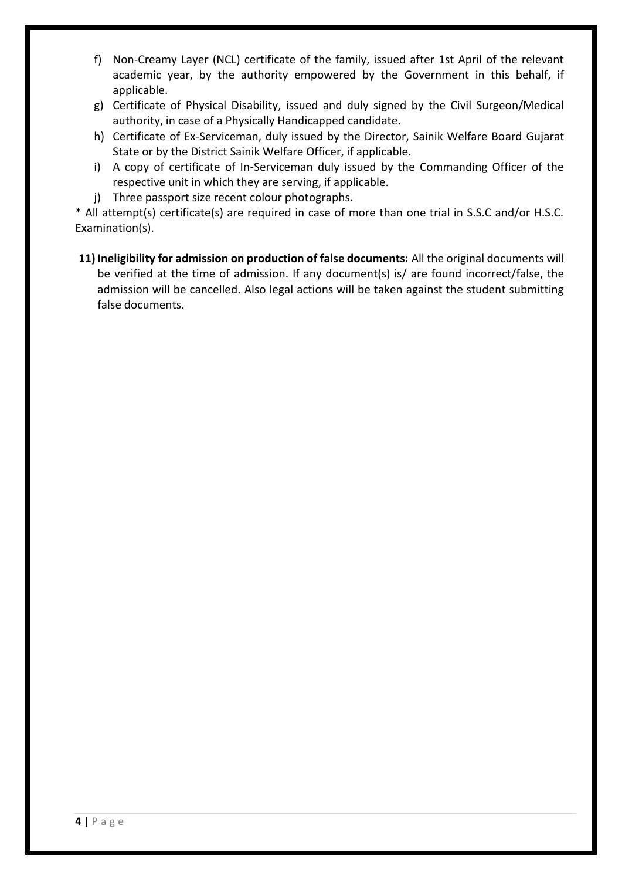f) Non-Creamy Layer (NCL) certificate of the family, issued after 1st April of the relevant academic year, by the authority empowered by the Government in this behalf, if applicable.
g) Certificate of Physical Disability, issued and duly signed by the Civil Surgeon/Medical authority, in case of a Physically Handicapped candidate.
h) Certificate of Ex-Serviceman, duly issued by the Director, Sainik Welfare Board Gujarat State or by the District Sainik Welfare Officer, if applicable.
i) A copy of certificate of In-Serviceman duly issued by the Commanding Officer of the respective unit in which they are serving, if applicable.
j) Three passport size recent colour photographs.

* All attempt(s) certificate(s) are required in case of more than one trial in S.S.C and/or H.S.C. Examination(s).

11) **Ineligibility for admission on production of false documents:** All the original documents will be verified at the time of admission. If any document(s) is/ are found incorrect/false, the admission will be cancelled. Also legal actions will be taken against the student submitting false documents.